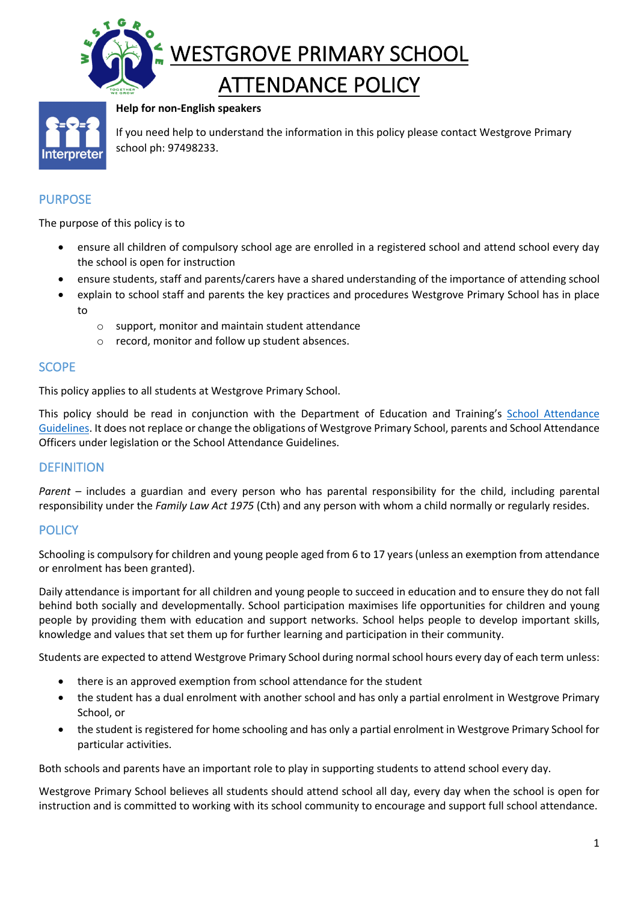# WESTGROVE PRIMARY SCHOOL ATTENDANCE POLICY

**Help for non-English speakers**

If you need help to understand the information in this policy please contact Westgrove Primary school ph: 97498233.

## PURPOSE

The purpose of this policy is to

- ensure all children of compulsory school age are enrolled in a registered school and attend school every day the school is open for instruction
- ensure students, staff and parents/carers have a shared understanding of the importance of attending school
- explain to school staff and parents the key practices and procedures Westgrove Primary School has in place to
  - support, monitor and maintain student attendance
  - record, monitor and follow up student absences.

## SCOPE

This policy applies to all students at Westgrove Primary School.

This policy should be read in conjunction with the Department of Education and Training's School Attendance Guidelines. It does not replace or change the obligations of Westgrove Primary School, parents and School Attendance Officers under legislation or the School Attendance Guidelines.

## DEFINITION

*Parent* – includes a guardian and every person who has parental responsibility for the child, including parental responsibility under the *Family Law Act 1975* (Cth) and any person with whom a child normally or regularly resides.

## POLICY

Schooling is compulsory for children and young people aged from 6 to 17 years (unless an exemption from attendance or enrolment has been granted).

Daily attendance is important for all children and young people to succeed in education and to ensure they do not fall behind both socially and developmentally. School participation maximises life opportunities for children and young people by providing them with education and support networks. School helps people to develop important skills, knowledge and values that set them up for further learning and participation in their community.

Students are expected to attend Westgrove Primary School during normal school hours every day of each term unless:

- there is an approved exemption from school attendance for the student
- the student has a dual enrolment with another school and has only a partial enrolment in Westgrove Primary School, or
- the student is registered for home schooling and has only a partial enrolment in Westgrove Primary School for particular activities.

Both schools and parents have an important role to play in supporting students to attend school every day.

Westgrove Primary School believes all students should attend school all day, every day when the school is open for instruction and is committed to working with its school community to encourage and support full school attendance.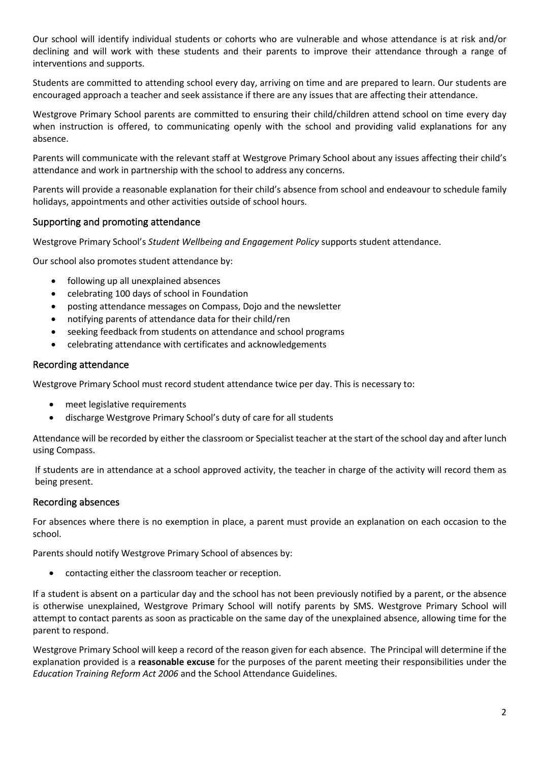Our school will identify individual students or cohorts who are vulnerable and whose attendance is at risk and/or declining and will work with these students and their parents to improve their attendance through a range of interventions and supports.

Students are committed to attending school every day, arriving on time and are prepared to learn. Our students are encouraged approach a teacher and seek assistance if there are any issues that are affecting their attendance.

Westgrove Primary School parents are committed to ensuring their child/children attend school on time every day when instruction is offered, to communicating openly with the school and providing valid explanations for any absence.

Parents will communicate with the relevant staff at Westgrove Primary School about any issues affecting their child's attendance and work in partnership with the school to address any concerns.

Parents will provide a reasonable explanation for their child's absence from school and endeavour to schedule family holidays, appointments and other activities outside of school hours.

## Supporting and promoting attendance

Westgrove Primary School's *Student Wellbeing and Engagement Policy* supports student attendance.

Our school also promotes student attendance by:

- following up all unexplained absences
- celebrating 100 days of school in Foundation
- posting attendance messages on Compass, Dojo and the newsletter
- notifying parents of attendance data for their child/ren
- seeking feedback from students on attendance and school programs
- celebrating attendance with certificates and acknowledgements

## Recording attendance

Westgrove Primary School must record student attendance twice per day. This is necessary to:

- meet legislative requirements
- discharge Westgrove Primary School's duty of care for all students

Attendance will be recorded by either the classroom or Specialist teacher at the start of the school day and after lunch using Compass.

If students are in attendance at a school approved activity, the teacher in charge of the activity will record them as being present.

## Recording absences

For absences where there is no exemption in place, a parent must provide an explanation on each occasion to the school.

Parents should notify Westgrove Primary School of absences by:

- contacting either the classroom teacher or reception.

If a student is absent on a particular day and the school has not been previously notified by a parent, or the absence is otherwise unexplained, Westgrove Primary School will notify parents by SMS. Westgrove Primary School will attempt to contact parents as soon as practicable on the same day of the unexplained absence, allowing time for the parent to respond.

Westgrove Primary School will keep a record of the reason given for each absence. The Principal will determine if the explanation provided is a **reasonable excuse** for the purposes of the parent meeting their responsibilities under the *Education Training Reform Act 2006* and the School Attendance Guidelines.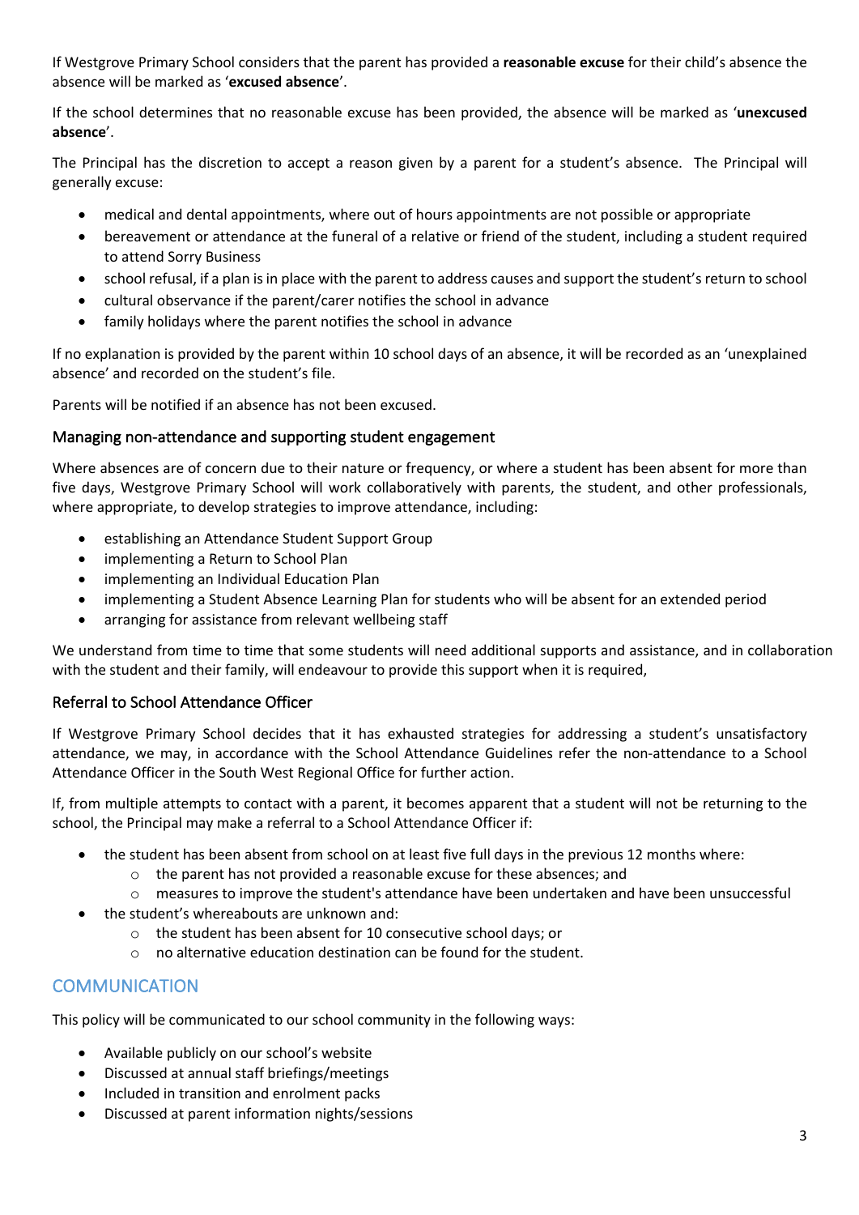If Westgrove Primary School considers that the parent has provided a **reasonable excuse** for their child's absence the absence will be marked as '**excused absence**'.

If the school determines that no reasonable excuse has been provided, the absence will be marked as '**unexcused absence**'.

The Principal has the discretion to accept a reason given by a parent for a student's absence. The Principal will generally excuse:

- medical and dental appointments, where out of hours appointments are not possible or appropriate
- bereavement or attendance at the funeral of a relative or friend of the student, including a student required to attend Sorry Business
- school refusal, if a plan is in place with the parent to address causes and support the student's return to school
- cultural observance if the parent/carer notifies the school in advance
- family holidays where the parent notifies the school in advance

If no explanation is provided by the parent within 10 school days of an absence, it will be recorded as an 'unexplained absence' and recorded on the student's file.

Parents will be notified if an absence has not been excused.

### Managing non-attendance and supporting student engagement

Where absences are of concern due to their nature or frequency, or where a student has been absent for more than five days, Westgrove Primary School will work collaboratively with parents, the student, and other professionals, where appropriate, to develop strategies to improve attendance, including:

- establishing an Attendance Student Support Group
- implementing a Return to School Plan
- implementing an Individual Education Plan
- implementing a Student Absence Learning Plan for students who will be absent for an extended period
- arranging for assistance from relevant wellbeing staff

We understand from time to time that some students will need additional supports and assistance, and in collaboration with the student and their family, will endeavour to provide this support when it is required,

### Referral to School Attendance Officer

If Westgrove Primary School decides that it has exhausted strategies for addressing a student's unsatisfactory attendance, we may, in accordance with the School Attendance Guidelines refer the non-attendance to a School Attendance Officer in the South West Regional Office for further action.

If, from multiple attempts to contact with a parent, it becomes apparent that a student will not be returning to the school, the Principal may make a referral to a School Attendance Officer if:

- the student has been absent from school on at least five full days in the previous 12 months where:
  - the parent has not provided a reasonable excuse for these absences; and
  - measures to improve the student's attendance have been undertaken and have been unsuccessful
- the student's whereabouts are unknown and:
  - the student has been absent for 10 consecutive school days; or
  - no alternative education destination can be found for the student.

## COMMUNICATION

This policy will be communicated to our school community in the following ways:

- Available publicly on our school's website
- Discussed at annual staff briefings/meetings
- Included in transition and enrolment packs
- Discussed at parent information nights/sessions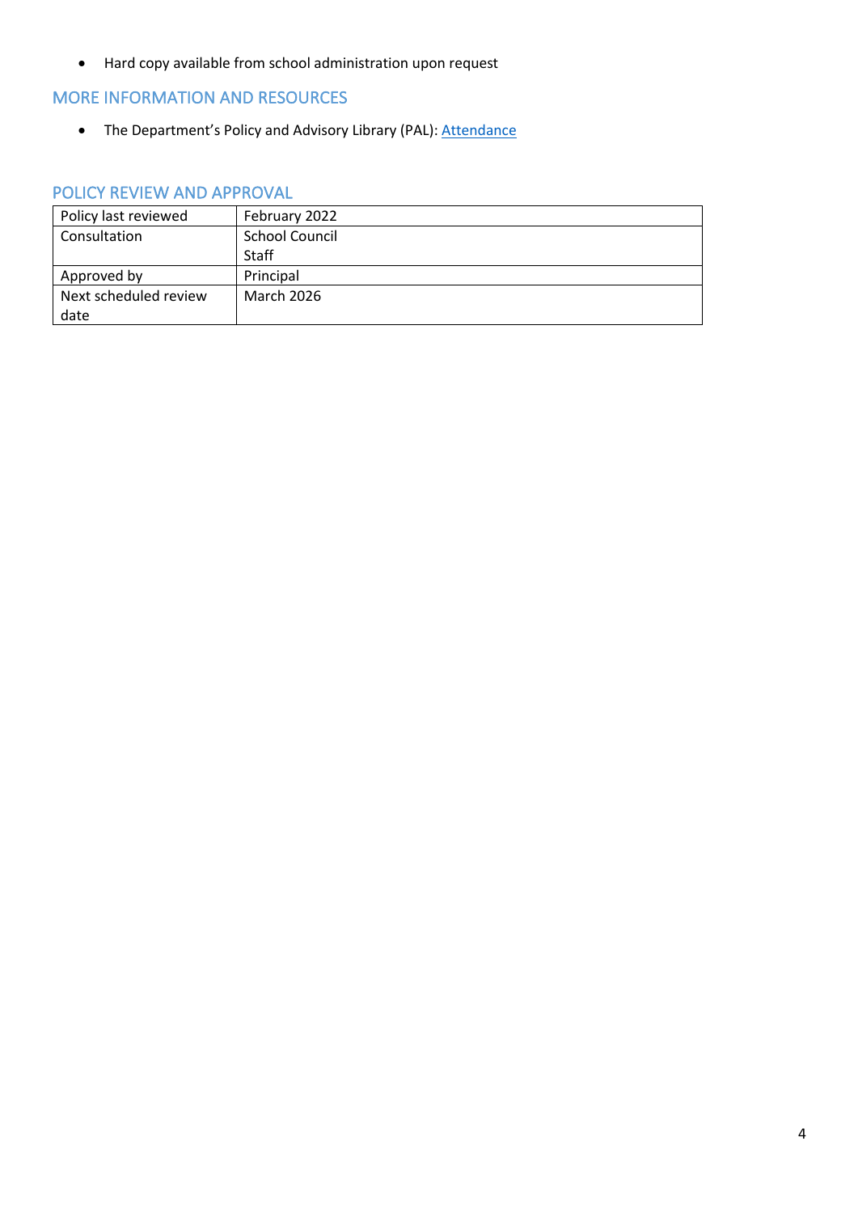- Hard copy available from school administration upon request

## MORE INFORMATION AND RESOURCES

- The Department's Policy and Advisory Library (PAL): Attendance

## POLICY REVIEW AND APPROVAL

| | |
|---|---|
| Policy last reviewed | February 2022 |
| Consultation | School Council<br>Staff |
| Approved by | Principal |
| Next scheduled review date | March 2026 |